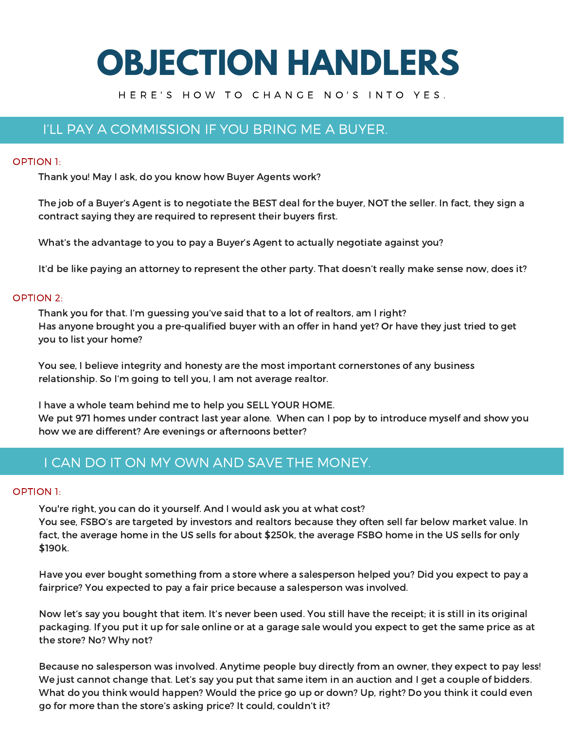# OBJECTION HANDLERS

HERE'S HOW TO CHANGE NO'S INTO YES.

## I'LL PAY A COMMISSION IF YOU BRING ME A BUYER.

OPTION 1:

Thank you! May I ask, do you know how Buyer Agents work?

The job of a Buyer's Agent is to negotiate the BEST deal for the buyer, NOT the seller. In fact, they sign a contract saying they are required to represent their buyers first.

What's the advantage to you to pay a Buyer's Agent to actually negotiate against you?

It'd be like paying an attorney to represent the other party. That doesn't really make sense now, does it?

OPTION 2:

Thank you for that. I'm guessing you've said that to a lot of realtors, am I right?
Has anyone brought you a pre-qualified buyer with an offer in hand yet? Or have they just tried to get you to list your home?

You see, I believe integrity and honesty are the most important cornerstones of any business relationship. So I'm going to tell you, I am not average realtor.

I have a whole team behind me to help you SELL YOUR HOME.
We put 971 homes under contract last year alone. When can I pop by to introduce myself and show you how we are different? Are evenings or afternoons better?

## I CAN DO IT ON MY OWN AND SAVE THE MONEY.

OPTION 1:

You're right, you can do it yourself. And I would ask you at what cost?
You see, FSBO's are targeted by investors and realtors because they often sell far below market value. In fact, the average home in the US sells for about $250k, the average FSBO home in the US sells for only $190k.

Have you ever bought something from a store where a salesperson helped you? Did you expect to pay a fairprice? You expected to pay a fair price because a salesperson was involved.

Now let's say you bought that item. It's never been used. You still have the receipt; it is still in its original packaging. If you put it up for sale online or at a garage sale would you expect to get the same price as at the store? No? Why not?

Because no salesperson was involved. Anytime people buy directly from an owner, they expect to pay less! We just cannot change that. Let's say you put that same item in an auction and I get a couple of bidders. What do you think would happen? Would the price go up or down? Up, right? Do you think it could even go for more than the store's asking price? It could, couldn't it?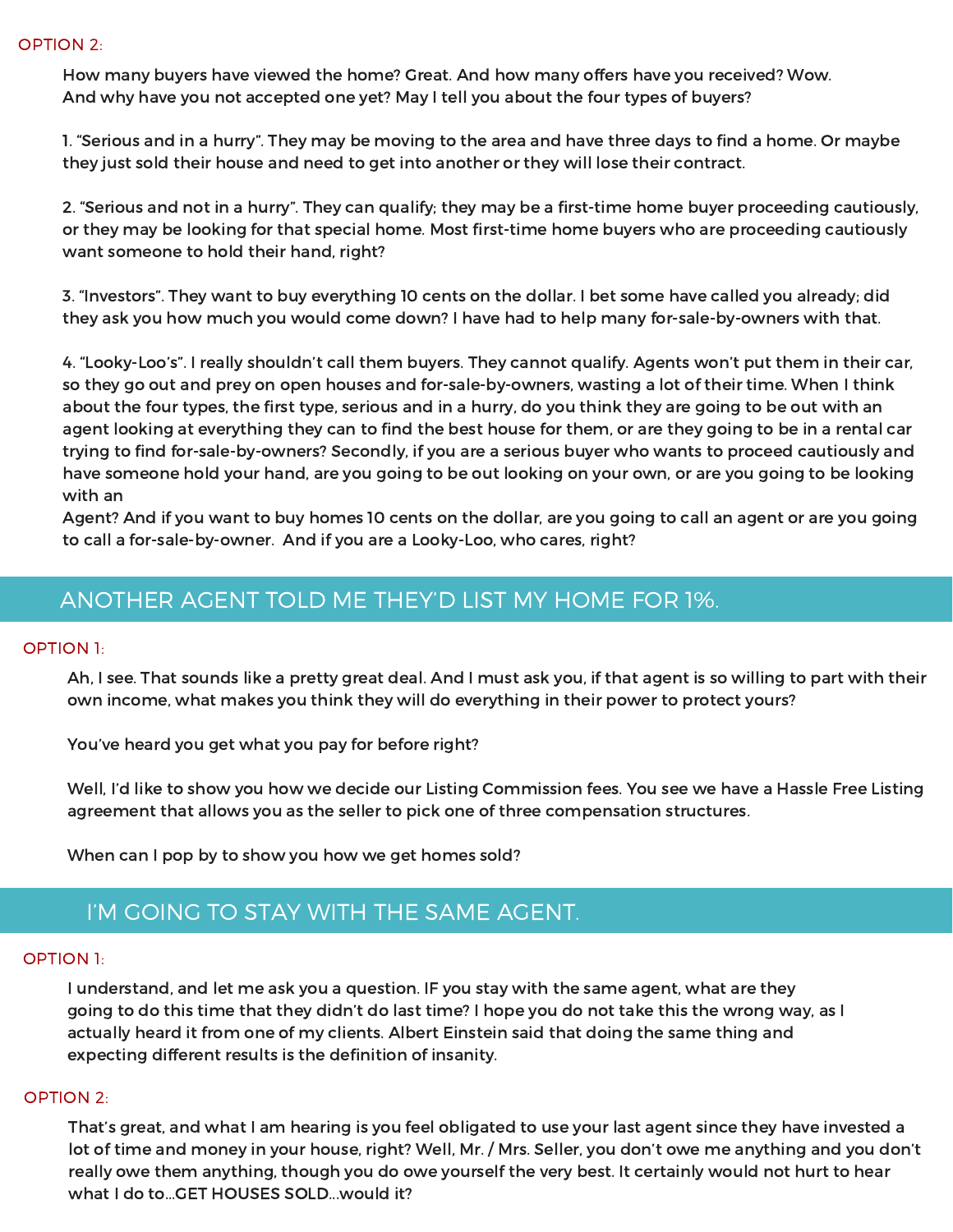OPTION 2:

How many buyers have viewed the home? Great. And how many offers have you received? Wow. And why have you not accepted one yet? May I tell you about the four types of buyers?

1. "Serious and in a hurry". They may be moving to the area and have three days to find a home. Or maybe they just sold their house and need to get into another or they will lose their contract.

2. "Serious and not in a hurry". They can qualify; they may be a first-time home buyer proceeding cautiously, or they may be looking for that special home. Most first-time home buyers who are proceeding cautiously want someone to hold their hand, right?

3. "Investors". They want to buy everything 10 cents on the dollar. I bet some have called you already; did they ask you how much you would come down? I have had to help many for-sale-by-owners with that.

4. "Looky-Loo's". I really shouldn't call them buyers. They cannot qualify. Agents won't put them in their car, so they go out and prey on open houses and for-sale-by-owners, wasting a lot of their time. When I think about the four types, the first type, serious and in a hurry, do you think they are going to be out with an agent looking at everything they can to find the best house for them, or are they going to be in a rental car trying to find for-sale-by-owners? Secondly, if you are a serious buyer who wants to proceed cautiously and have someone hold your hand, are you going to be out looking on your own, or are you going to be looking with an Agent? And if you want to buy homes 10 cents on the dollar, are you going to call an agent or are you going to call a for-sale-by-owner. And if you are a Looky-Loo, who cares, right?

## ANOTHER AGENT TOLD ME THEY'D LIST MY HOME FOR 1%.

OPTION 1:

Ah, I see. That sounds like a pretty great deal. And I must ask you, if that agent is so willing to part with their own income, what makes you think they will do everything in their power to protect yours?

You've heard you get what you pay for before right?

Well, I'd like to show you how we decide our Listing Commission fees. You see we have a Hassle Free Listing agreement that allows you as the seller to pick one of three compensation structures.

When can I pop by to show you how we get homes sold?

## I'M GOING TO STAY WITH THE SAME AGENT.

OPTION 1:

I understand, and let me ask you a question. IF you stay with the same agent, what are they going to do this time that they didn't do last time? I hope you do not take this the wrong way, as I actually heard it from one of my clients. Albert Einstein said that doing the same thing and expecting different results is the definition of insanity.

OPTION 2:

That's great, and what I am hearing is you feel obligated to use your last agent since they have invested a lot of time and money in your house, right? Well, Mr. / Mrs. Seller, you don't owe me anything and you don't really owe them anything, though you do owe yourself the very best. It certainly would not hurt to hear what I do to...GET HOUSES SOLD...would it?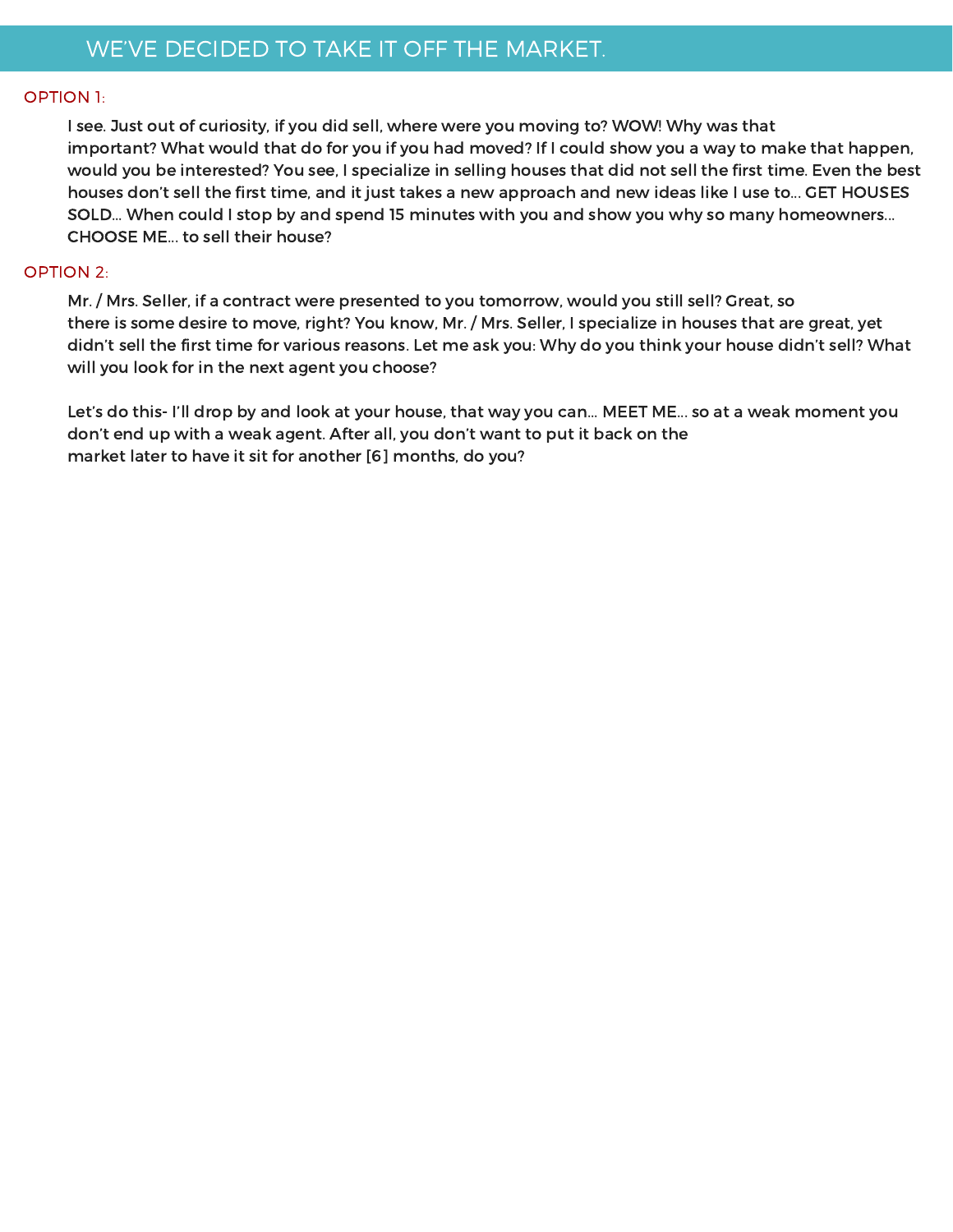## WE'VE DECIDED TO TAKE IT OFF THE MARKET.

OPTION 1:

I see. Just out of curiosity, if you did sell, where were you moving to? WOW! Why was that important? What would that do for you if you had moved? If I could show you a way to make that happen, would you be interested? You see, I specialize in selling houses that did not sell the first time. Even the best houses don't sell the first time, and it just takes a new approach and new ideas like I use to… GET HOUSES SOLD… When could I stop by and spend 15 minutes with you and show you why so many homeowners… CHOOSE ME… to sell their house?

OPTION 2:

Mr. / Mrs. Seller, if a contract were presented to you tomorrow, would you still sell? Great, so there is some desire to move, right? You know, Mr. / Mrs. Seller, I specialize in houses that are great, yet didn't sell the first time for various reasons. Let me ask you: Why do you think your house didn't sell? What will you look for in the next agent you choose?

Let's do this- I'll drop by and look at your house, that way you can… MEET ME… so at a weak moment you don't end up with a weak agent. After all, you don't want to put it back on the market later to have it sit for another [6] months, do you?